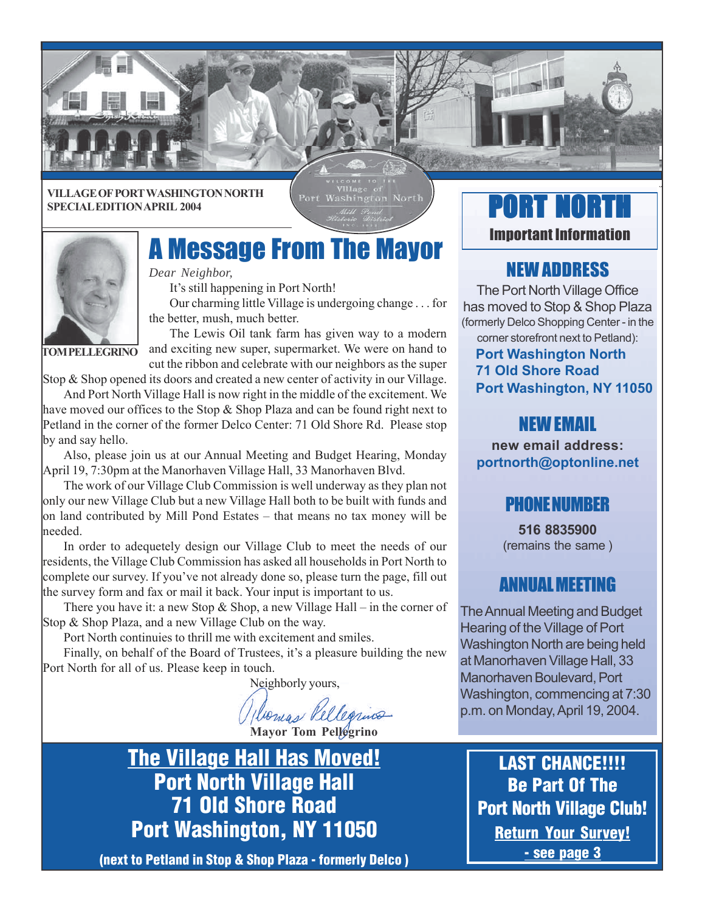VILLAGE OF PORT WASHINGTON NORTH
SPECIAL EDITION APRIL 2004

# A Message From The Mayor

TOM PELLEGRINO

*Dear Neighbor,*

It's still happening in Port North!

Our charming little Village is undergoing change . . . for the better, mush, much better.

The Lewis Oil tank farm has given way to a modern and exciting new super, supermarket. We were on hand to cut the ribbon and celebrate with our neighbors as the super Stop & Shop opened its doors and created a new center of activity in our Village.

And Port North Village Hall is now right in the middle of the excitement. We have moved our offices to the Stop & Shop Plaza and can be found right next to Petland in the corner of the former Delco Center: 71 Old Shore Rd. Please stop by and say hello.

Also, please join us at our Annual Meeting and Budget Hearing, Monday April 19, 7:30pm at the Manorhaven Village Hall, 33 Manorhaven Blvd.

The work of our Village Club Commission is well underway as they plan not only our new Village Club but a new Village Hall both to be built with funds and on land contributed by Mill Pond Estates – that means no tax money will be needed.

In order to adequetely design our Village Club to meet the needs of our residents, the Village Club Commission has asked all households in Port North to complete our survey. If you've not already done so, please turn the page, fill out the survey form and fax or mail it back. Your input is important to us.

There you have it: a new Stop & Shop, a new Village Hall – in the corner of Stop & Shop Plaza, and a new Village Club on the way.

Port North continuies to thrill me with excitement and smiles.

Finally, on behalf of the Board of Trustees, it's a pleasure building the new Port North for all of us. Please keep in touch.

Neighborly yours,

Mayor Tom Pellegrino

## The Village Hall Has Moved!
**Port North Village Hall**
**71 Old Shore Road**
**Port Washington, NY 11050**

**(next to Petland in Stop & Shop Plaza - formerly Delco )**

# PORT NORTH
**Important Information**

## NEW ADDRESS

The Port North Village Office has moved to Stop & Shop Plaza (formerly Delco Shopping Center - in the corner storefront next to Petland):

**Port Washington North**
**71 Old Shore Road**
**Port Washington, NY 11050**

## NEW EMAIL

**new email address:**
**portnorth@optonline.net**

## PHONE NUMBER

**516 8835900**
(remains the same )

## ANNUAL MEETING

The Annual Meeting and Budget Hearing of the Village of Port Washington North are being held at Manorhaven Village Hall, 33 Manorhaven Boulevard, Port Washington, commencing at 7:30 p.m. on Monday, April 19, 2004.

**LAST CHANCE!!!!**
**Be Part Of The**
**Port North Village Club!**
**Return Your Survey!**
**- see page 3**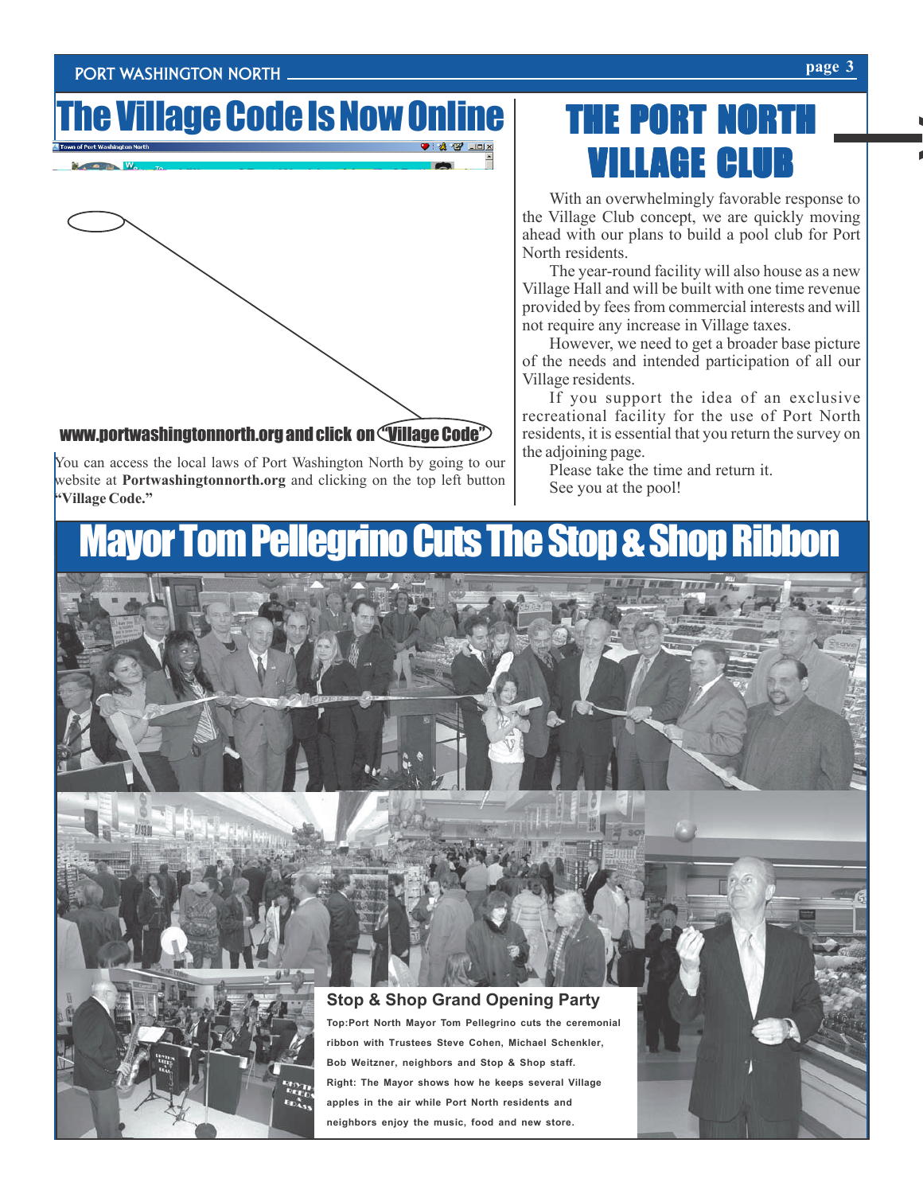# The Village Code Is Now Online

www.portwashingtonnorth.org and click on "Village Code"

You can access the local laws of Port Washington North by going to our website at **Portwashingtonnorth.org** and clicking on the top left button **"Village Code."**

# THE PORT NORTH VILLAGE CLUB

With an overwhelmingly favorable response to the Village Club concept, we are quickly moving ahead with our plans to build a pool club for Port North residents.

The year-round facility will also house as a new Village Hall and will be built with one time revenue provided by fees from commercial interests and will not require any increase in Village taxes.

However, we need to get a broader base picture of the needs and intended participation of all our Village residents.

If you support the idea of an exclusive recreational facility for the use of Port North residents, it is essential that you return the survey on the adjoining page.

Please take the time and return it.

See you at the pool!

# Mayor Tom Pellegrino Cuts The Stop & Shop Ribbon

**Stop & Shop Grand Opening Party**

**Top: Port North Mayor Tom Pellegrino cuts the ceremonial ribbon with Trustees Steve Cohen, Michael Schenkler, Bob Weitzner, neighbors and Stop & Shop staff.**

**Right: The Mayor shows how he keeps several Village apples in the air while Port North residents and neighbors enjoy the music, food and new store.**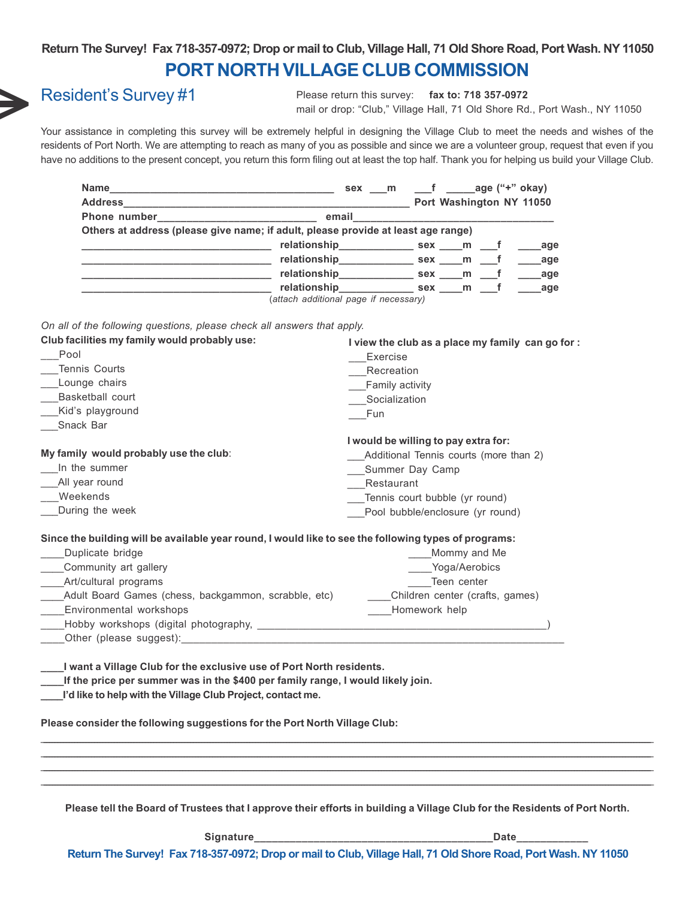**Return The Survey! Fax 718-357-0972; Drop or mail to Club, Village Hall, 71 Old Shore Road, Port Wash. NY 11050**

# PORT NORTH VILLAGE CLUB COMMISSION

## Resident's Survey #1

Please return this survey: **fax to: 718 357-0972**
mail or drop: "Club," Village Hall, 71 Old Shore Rd., Port Wash., NY 11050

Your assistance in completing this survey will be extremely helpful in designing the Village Club to meet the needs and wishes of the residents of Port North. We are attempting to reach as many of you as possible and since we are a volunteer group, request that even if you have no additions to the present concept, you return this form filing out at least the top half. Thank you for helping us build your Village Club.

**Name**_______________________________________ **sex** ___**m** ___**f** _____**age ("+" okay)**
**Address**__________________________________________________ **Port Washington NY 11050**
**Phone number**____________________________ **email**___________________________________
**Others at address (please give name; if adult, please provide at least age range)**
_________________________________ **relationship**_____________ **sex** ____**m** ___**f** ____**age**
_________________________________ **relationship**_____________ **sex** ____**m** ___**f** ____**age**
_________________________________ **relationship**_____________ **sex** ____**m** ___**f** ____**age**
_________________________________ **relationship**_____________ **sex** ____**m** ___**f** ____**age**
(*attach additional page if necessary*)

*On all of the following questions, please check all answers that apply.*

**Club facilities my family would probably use:**
___Pool
___Tennis Courts
___Lounge chairs
___Basketball court
___Kid's playground
___Snack Bar

**My family would probably use the club**:
___In the summer
___All year round
___Weekends
___During the week

**I view the club as a place my family can go for :**
___Exercise
___Recreation
___Family activity
___Socialization
___Fun

**I would be willing to pay extra for:**
___Additional Tennis courts (more than 2)
___Summer Day Camp
___Restaurant
___Tennis court bubble (yr round)
___Pool bubble/enclosure (yr round)

**Since the building will be available year round, I would like to see the following types of programs:**
____Duplicate bridge
____Community art gallery
____Art/cultural programs
____Adult Board Games (chess, backgammon, scrabble, etc)
____Environmental workshops
____Mommy and Me
____Yoga/Aerobics
____Teen center
____Children center (crafts, games)
____Homework help
____Hobby workshops (digital photography, ________________________________________________)
____Other (please suggest):_______________________________________________________________

**____I want a Village Club for the exclusive use of Port North residents.**
**____If the price per summer was in the $400 per family range, I would likely join.**
**____I'd like to help with the Village Club Project, contact me.**

**Please consider the following suggestions for the Port North Village Club:**
_____________________________________________________________________________________
_____________________________________________________________________________________
_____________________________________________________________________________________
_____________________________________________________________________________________

**Please tell the Board of Trustees that I approve their efforts in building a Village Club for the Residents of Port North.**

**Signature**________________________________________**Date**____________

**Return The Survey! Fax 718-357-0972; Drop or mail to Club, Village Hall, 71 Old Shore Road, Port Wash. NY 11050**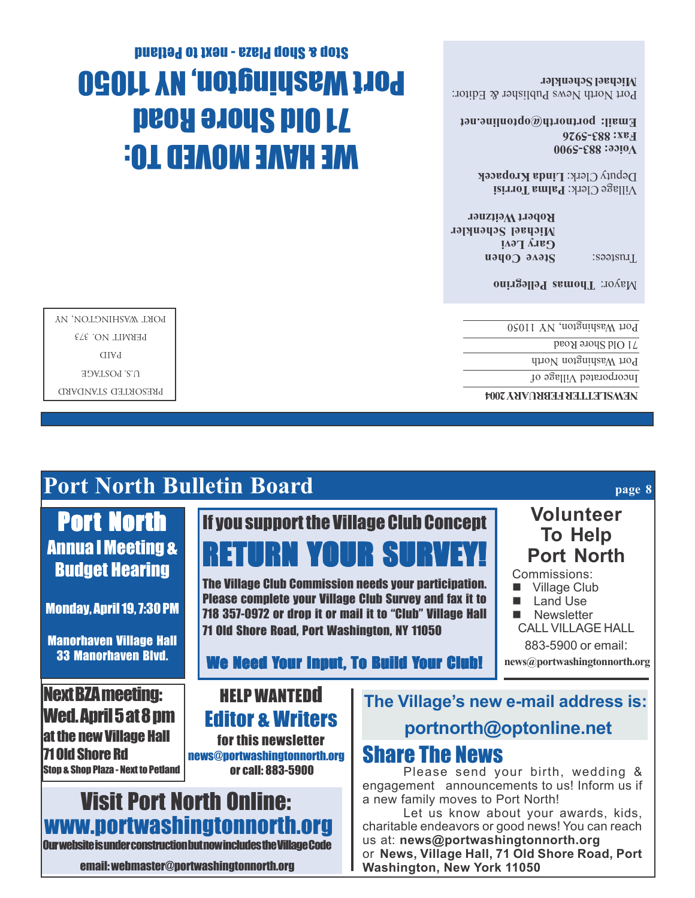**NEWSLETTER FEBRUARY 2004**

Incorporated Village of
Port Washington North
71 Old Shore Road
Port Washington, NY 11050

Mayor: **Thomas Pellegrino**

Trustees: **Steve Cohen**
**Gary Levi**
**Michael Schenkler**
**Robert Weitzner**

Village Clerk: **Palma Torrisi**
Deputy Clerk: **Linda Kropacek**

**Voice: 883-5900**
**Fax: 883-5926**
**Email: portnorth@optonline.net**

Port North News Publisher & Editor:
**Michael Schenkler**

# WE HAVE MOVED TO:
# 71 Old Shore Road
# Port Washington, NY 11050

**Stop & Shop Plaza - next to Petland**

PRESORTED STANDARD
U.S. POSTAGE
PAID
PERMIT NO. 373
PORT WASHINGTON, NY

# Port North Bulletin Board

## Port North Annual Meeting & Budget Hearing

**Monday, April 19, 7:30 PM**

**Manorhaven Village Hall**
**33 Manorhaven Blvd.**

## If you support the Village Club Concept RETURN YOUR SURVEY!

**The Village Club Commission needs your participation. Please complete your Village Club Survey and fax it to 718 357-0972 or drop it or mail it to "Club" Village Hall 71 Old Shore Road, Port Washington, NY 11050**

**We Need Your Input, To Build Your Club!**

## Volunteer To Help Port North

Commissions:

- Village Club
- Land Use
- Newsletter

CALL VILLAGE HALL
883-5900 or email:
**news@portwashingtonnorth.org**

**Next BZA meeting: Wed. April 5 at 8 pm**
**at the new Village Hall**
**71 Old Shore Rd**
**Stop & Shop Plaza - Next to Petland**

**HELP WANTED**
## Editor & Writers
**for this newsletter**
**news@portwashingtonnorth.org**
**or call: 883-5900**

## The Village's new e-mail address is: portnorth@optonline.net

## Share The News

Please send your birth, wedding & engagement announcements to us! Inform us if a new family moves to Port North!

Let us know about your awards, kids, charitable endeavors or good news! You can reach us at: **news@portwashingtonnorth.org** or **News, Village Hall, 71 Old Shore Road, Port Washington, New York 11050**

## Visit Port North Online: www.portwashingtonnorth.org

**Our website is under construction but now includes the Village Code**

**email: webmaster@portwashingtonnorth.org**